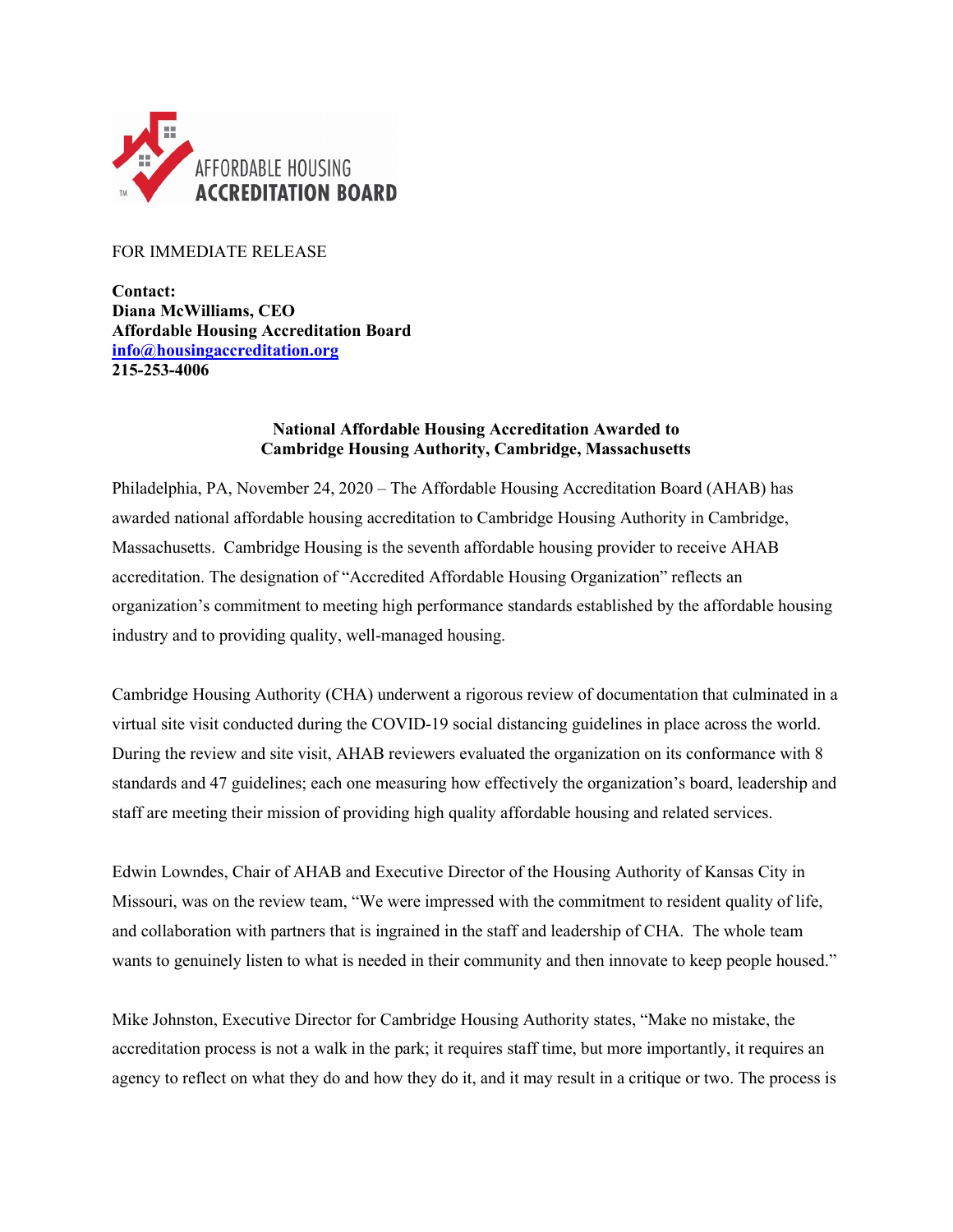AFFORDABLE HOUSING **ACCREDITATION BOARD**

FOR IMMEDIATE RELEASE

**Contact:**
**Diana McWilliams, CEO**
**Affordable Housing Accreditation Board**
**info@housingaccreditation.org**
**215-253-4006**

**National Affordable Housing Accreditation Awarded to Cambridge Housing Authority, Cambridge, Massachusetts**

Philadelphia, PA, November 24, 2020 – The Affordable Housing Accreditation Board (AHAB) has awarded national affordable housing accreditation to Cambridge Housing Authority in Cambridge, Massachusetts. Cambridge Housing is the seventh affordable housing provider to receive AHAB accreditation. The designation of "Accredited Affordable Housing Organization" reflects an organization's commitment to meeting high performance standards established by the affordable housing industry and to providing quality, well-managed housing.

Cambridge Housing Authority (CHA) underwent a rigorous review of documentation that culminated in a virtual site visit conducted during the COVID-19 social distancing guidelines in place across the world. During the review and site visit, AHAB reviewers evaluated the organization on its conformance with 8 standards and 47 guidelines; each one measuring how effectively the organization's board, leadership and staff are meeting their mission of providing high quality affordable housing and related services.

Edwin Lowndes, Chair of AHAB and Executive Director of the Housing Authority of Kansas City in Missouri, was on the review team, "We were impressed with the commitment to resident quality of life, and collaboration with partners that is ingrained in the staff and leadership of CHA. The whole team wants to genuinely listen to what is needed in their community and then innovate to keep people housed."

Mike Johnston, Executive Director for Cambridge Housing Authority states, "Make no mistake, the accreditation process is not a walk in the park; it requires staff time, but more importantly, it requires an agency to reflect on what they do and how they do it, and it may result in a critique or two. The process is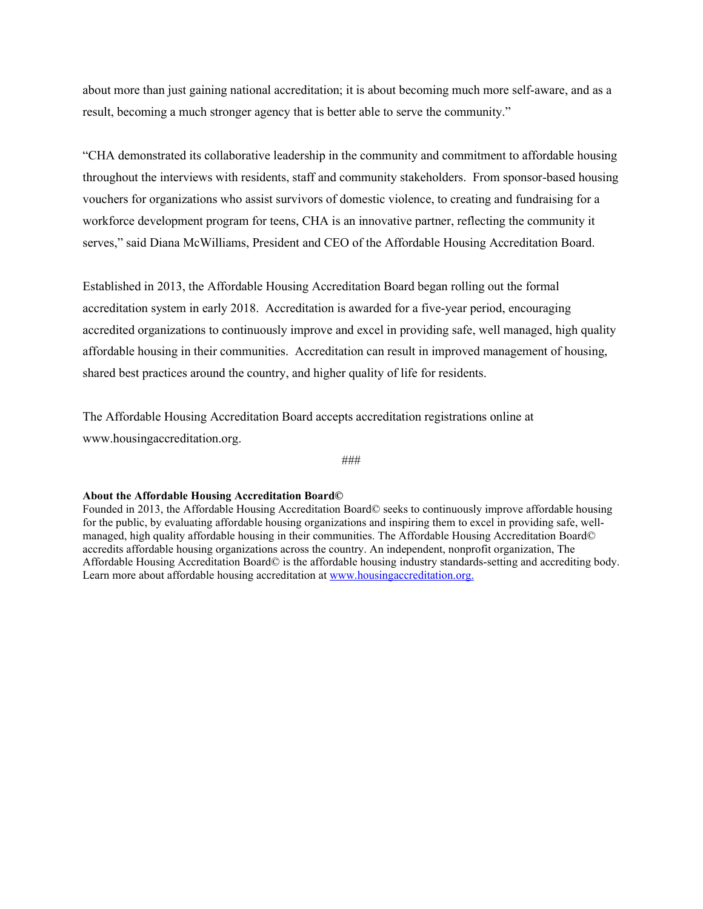about more than just gaining national accreditation; it is about becoming much more self-aware, and as a result, becoming a much stronger agency that is better able to serve the community."

"CHA demonstrated its collaborative leadership in the community and commitment to affordable housing throughout the interviews with residents, staff and community stakeholders. From sponsor-based housing vouchers for organizations who assist survivors of domestic violence, to creating and fundraising for a workforce development program for teens, CHA is an innovative partner, reflecting the community it serves," said Diana McWilliams, President and CEO of the Affordable Housing Accreditation Board.

Established in 2013, the Affordable Housing Accreditation Board began rolling out the formal accreditation system in early 2018. Accreditation is awarded for a five-year period, encouraging accredited organizations to continuously improve and excel in providing safe, well managed, high quality affordable housing in their communities. Accreditation can result in improved management of housing, shared best practices around the country, and higher quality of life for residents.

The Affordable Housing Accreditation Board accepts accreditation registrations online at www.housingaccreditation.org.

###

**About the Affordable Housing Accreditation Board©**
Founded in 2013, the Affordable Housing Accreditation Board© seeks to continuously improve affordable housing for the public, by evaluating affordable housing organizations and inspiring them to excel in providing safe, well-managed, high quality affordable housing in their communities. The Affordable Housing Accreditation Board© accredits affordable housing organizations across the country. An independent, nonprofit organization, The Affordable Housing Accreditation Board© is the affordable housing industry standards-setting and accrediting body. Learn more about affordable housing accreditation at www.housingaccreditation.org.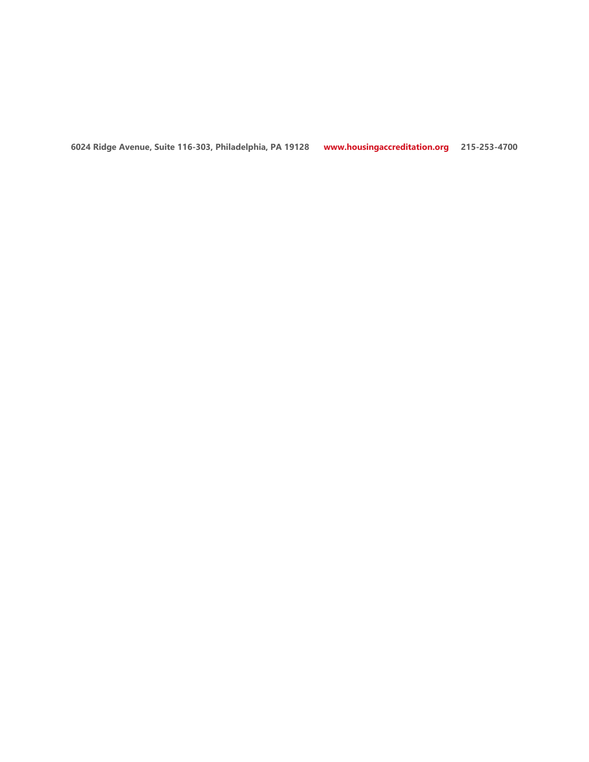6024 Ridge Avenue, Suite 116-303, Philadelphia, PA 19128 **www.housingaccreditation.org** 215-253-4700